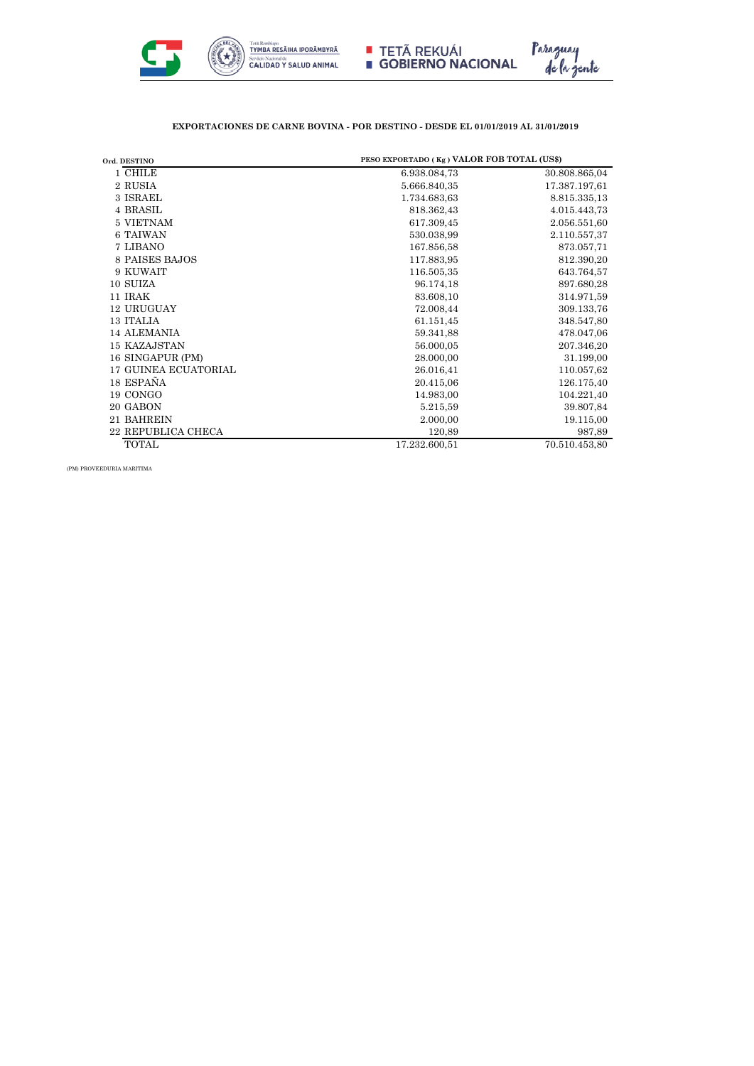**EXPORTACIONES DE CARNE BOVINA - POR DESTINO - DESDE EL 01/01/2019 AL 31/01/2019**

| Ord. | DESTINO | PESO EXPORTADO ( Kg ) | VALOR FOB TOTAL (US$) |
|---|---|---|---|
| 1 | CHILE | 6.938.084,73 | 30.808.865,04 |
| 2 | RUSIA | 5.666.840,35 | 17.387.197,61 |
| 3 | ISRAEL | 1.734.683,63 | 8.815.335,13 |
| 4 | BRASIL | 818.362,43 | 4.015.443,73 |
| 5 | VIETNAM | 617.309,45 | 2.056.551,60 |
| 6 | TAIWAN | 530.038,99 | 2.110.557,37 |
| 7 | LIBANO | 167.856,58 | 873.057,71 |
| 8 | PAISES BAJOS | 117.883,95 | 812.390,20 |
| 9 | KUWAIT | 116.505,35 | 643.764,57 |
| 10 | SUIZA | 96.174,18 | 897.680,28 |
| 11 | IRAK | 83.608,10 | 314.971,59 |
| 12 | URUGUAY | 72.008,44 | 309.133,76 |
| 13 | ITALIA | 61.151,45 | 348.547,80 |
| 14 | ALEMANIA | 59.341,88 | 478.047,06 |
| 15 | KAZAJSTAN | 56.000,05 | 207.346,20 |
| 16 | SINGAPUR (PM) | 28.000,00 | 31.199,00 |
| 17 | GUINEA ECUATORIAL | 26.016,41 | 110.057,62 |
| 18 | ESPAÑA | 20.415,06 | 126.175,40 |
| 19 | CONGO | 14.983,00 | 104.221,40 |
| 20 | GABON | 5.215,59 | 39.807,84 |
| 21 | BAHREIN | 2.000,00 | 19.115,00 |
| 22 | REPUBLICA CHECA | 120,89 | 987,89 |
| | TOTAL | 17.232.600,51 | 70.510.453,80 |

(PM) PROVEEDURIA MARITIMA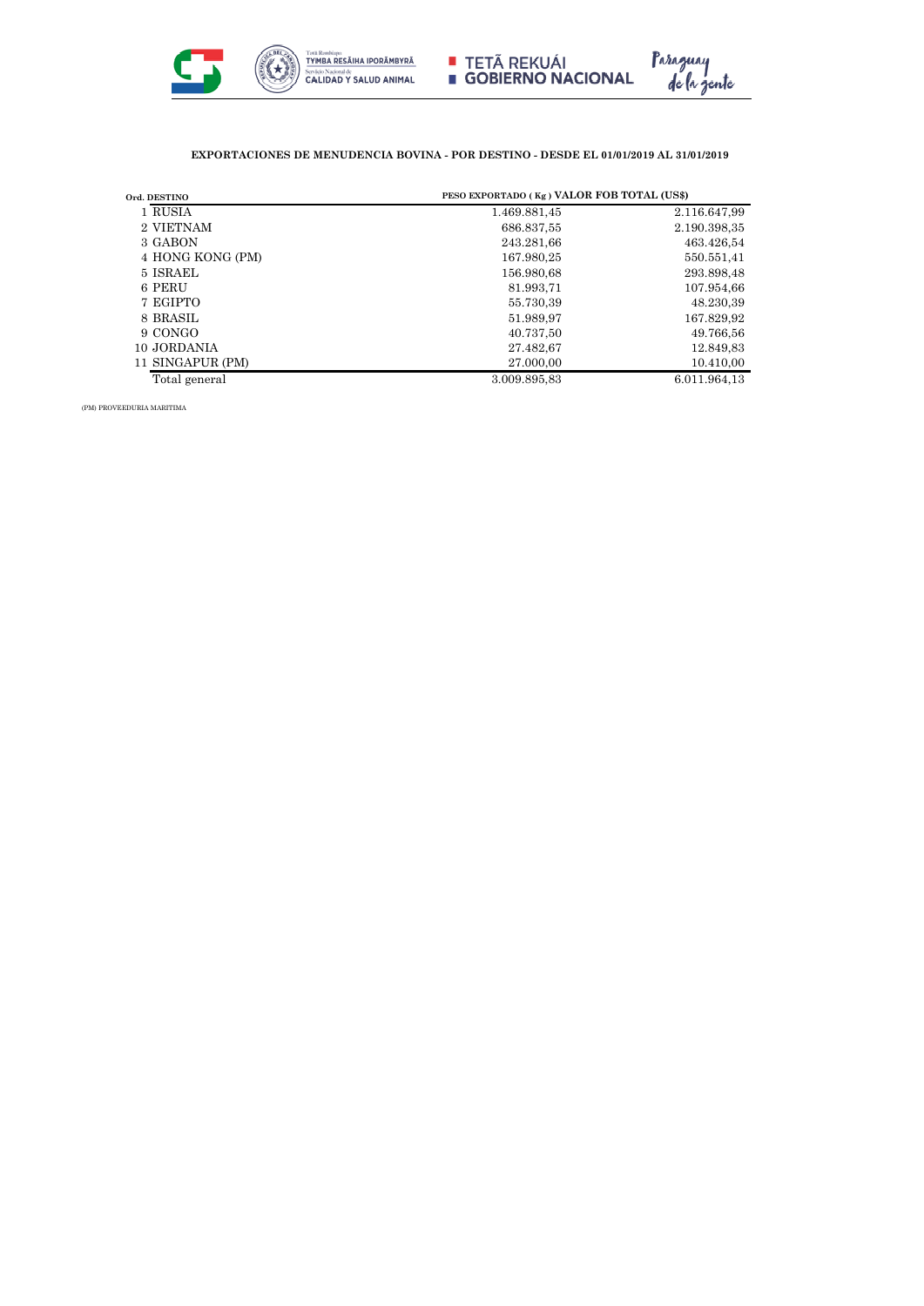**EXPORTACIONES DE MENUDENCIA BOVINA - POR DESTINO - DESDE EL 01/01/2019 AL 31/01/2019**

| Ord. | DESTINO | PESO EXPORTADO ( Kg ) | VALOR FOB TOTAL (US$) |
|---|---|---|---|
| 1 | RUSIA | 1.469.881,45 | 2.116.647,99 |
| 2 | VIETNAM | 686.837,55 | 2.190.398,35 |
| 3 | GABON | 243.281,66 | 463.426,54 |
| 4 | HONG KONG (PM) | 167.980,25 | 550.551,41 |
| 5 | ISRAEL | 156.980,68 | 293.898,48 |
| 6 | PERU | 81.993,71 | 107.954,66 |
| 7 | EGIPTO | 55.730,39 | 48.230,39 |
| 8 | BRASIL | 51.989,97 | 167.829,92 |
| 9 | CONGO | 40.737,50 | 49.766,56 |
| 10 | JORDANIA | 27.482,67 | 12.849,83 |
| 11 | SINGAPUR (PM) | 27.000,00 | 10.410,00 |
| | Total general | 3.009.895,83 | 6.011.964,13 |

(PM) PROVEEDURIA MARITIMA